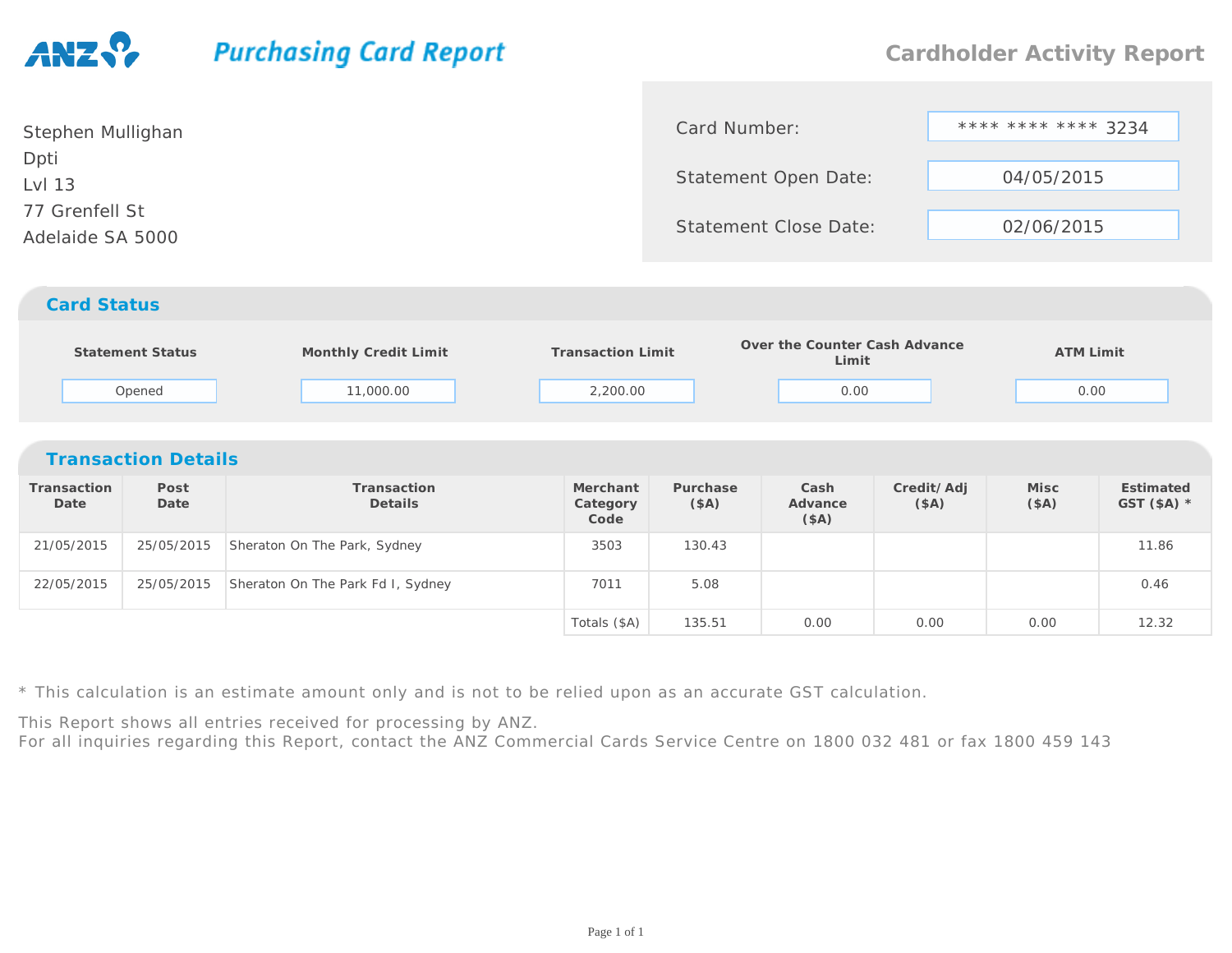ANZ **Purchasing Card Report**

## Cardholder Activity Report

Stephen Mullighan
Dpti
Lvl 13
77 Grenfell St
Adelaide SA 5000

| | |
|---|---|
| Card Number: | **** **** **** 3234 |
| Statement Open Date: | 04/05/2015 |
| Statement Close Date: | 02/06/2015 |

## Card Status

| Statement Status | Monthly Credit Limit | Transaction Limit | Over the Counter Cash Advance Limit | ATM Limit |
|---|---|---|---|---|
| Opened | 11,000.00 | 2,200.00 | 0.00 | 0.00 |

## Transaction Details

| Transaction Date | Post Date | Transaction Details | Merchant Category Code | Purchase ($A) | Cash Advance ($A) | Credit/ Adj ($A) | Misc ($A) | Estimated GST ($A) * |
|---|---|---|---|---|---|---|---|---|
| 21/05/2015 | 25/05/2015 | Sheraton On The Park, Sydney | 3503 | 130.43 | | | | 11.86 |
| 22/05/2015 | 25/05/2015 | Sheraton On The Park Fd I, Sydney | 7011 | 5.08 | | | | 0.46 |
| | | | Totals ($A) | 135.51 | 0.00 | 0.00 | 0.00 | 12.32 |

* This calculation is an estimate amount only and is not to be relied upon as an accurate GST calculation.

This Report shows all entries received for processing by ANZ.
For all inquiries regarding this Report, contact the ANZ Commercial Cards Service Centre on 1800 032 481 or fax 1800 459 143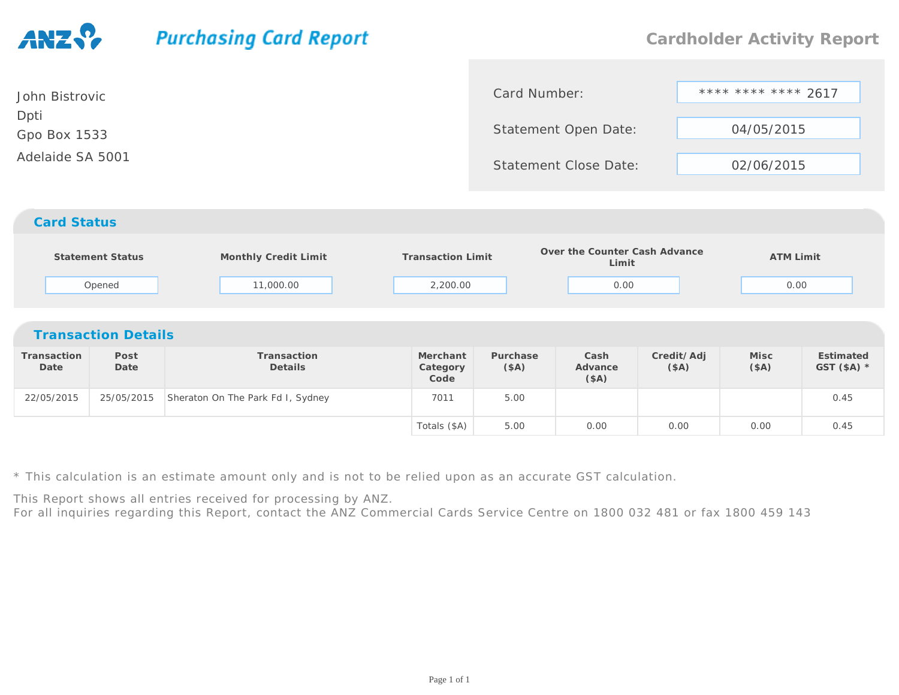ANZ **Purchasing Card Report**

# Cardholder Activity Report

John Bistrovic
Dpti
Gpo Box 1533
Adelaide SA 5001

| | |
|---|---|
| Card Number: | **** **** **** 2617 |
| Statement Open Date: | 04/05/2015 |
| Statement Close Date: | 02/06/2015 |

## Card Status

| Statement Status | Monthly Credit Limit | Transaction Limit | Over the Counter Cash Advance Limit | ATM Limit |
|---|---|---|---|---|
| Opened | 11,000.00 | 2,200.00 | 0.00 | 0.00 |

## Transaction Details

| Transaction Date | Post Date | Transaction Details | Merchant Category Code | Purchase ($A) | Cash Advance ($A) | Credit/ Adj ($A) | Misc ($A) | Estimated GST ($A) * |
|---|---|---|---|---|---|---|---|---|
| 22/05/2015 | 25/05/2015 | Sheraton On The Park Fd I, Sydney | 7011 | 5.00 | | | | 0.45 |
| | | | Totals ($A) | 5.00 | 0.00 | 0.00 | 0.00 | 0.45 |

* This calculation is an estimate amount only and is not to be relied upon as an accurate GST calculation.

This Report shows all entries received for processing by ANZ.
For all inquiries regarding this Report, contact the ANZ Commercial Cards Service Centre on 1800 032 481 or fax 1800 459 143